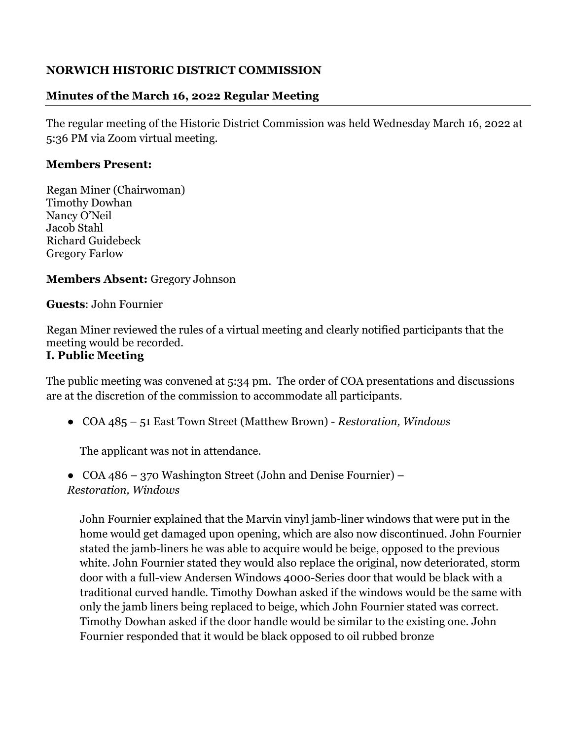**NORWICH HISTORIC DISTRICT COMMISSION**

**Minutes of the March 16, 2022 Regular Meeting**

---

The regular meeting of the Historic District Commission was held Wednesday March 16, 2022 at 5:36 PM via Zoom virtual meeting.

**Members Present:**

Regan Miner (Chairwoman)
Timothy Dowhan
Nancy O'Neil
Jacob Stahl
Richard Guidebeck
Gregory Farlow

**Members Absent:** Gregory Johnson

**Guests**: John Fournier

Regan Miner reviewed the rules of a virtual meeting and clearly notified participants that the meeting would be recorded.

**I. Public Meeting**

The public meeting was convened at 5:34 pm. The order of COA presentations and discussions are at the discretion of the commission to accommodate all participants.

- COA 485 – 51 East Town Street (Matthew Brown) - *Restoration, Windows*

  The applicant was not in attendance.

- COA 486 – 370 Washington Street (John and Denise Fournier) – *Restoration, Windows*

  John Fournier explained that the Marvin vinyl jamb-liner windows that were put in the home would get damaged upon opening, which are also now discontinued. John Fournier stated the jamb-liners he was able to acquire would be beige, opposed to the previous white. John Fournier stated they would also replace the original, now deteriorated, storm door with a full-view Andersen Windows 4000-Series door that would be black with a traditional curved handle. Timothy Dowhan asked if the windows would be the same with only the jamb liners being replaced to beige, which John Fournier stated was correct. Timothy Dowhan asked if the door handle would be similar to the existing one. John Fournier responded that it would be black opposed to oil rubbed bronze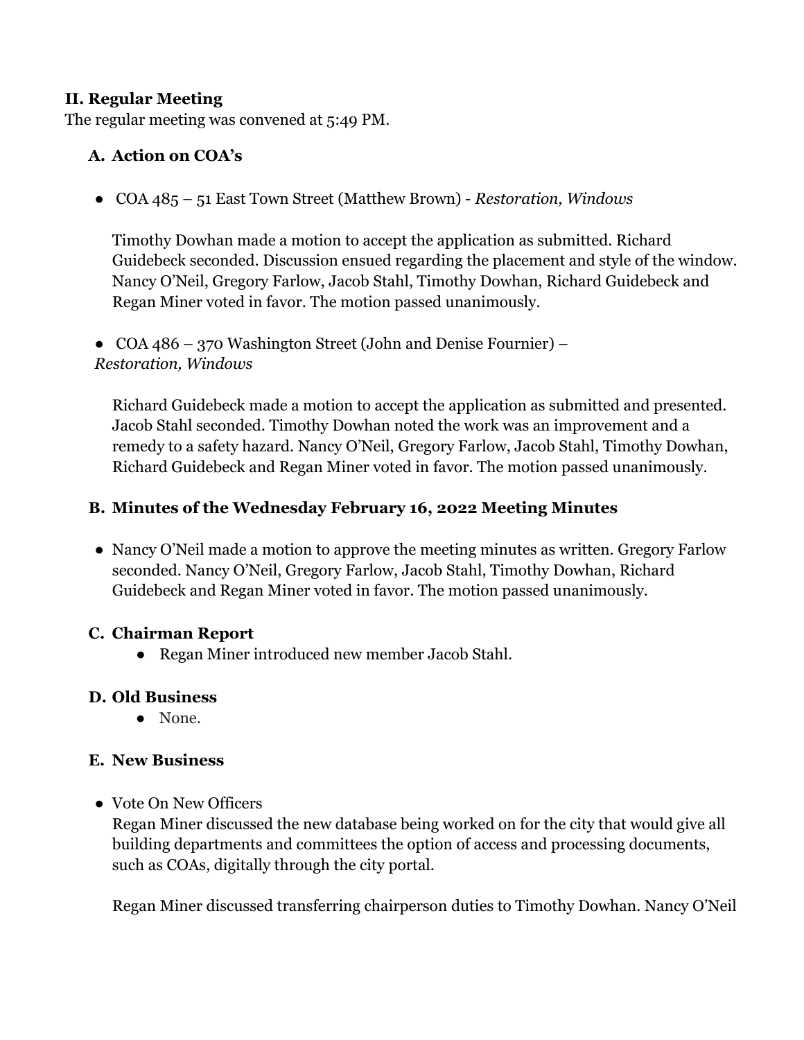## II. Regular Meeting

The regular meeting was convened at 5:49 PM.

### A. Action on COA's

- COA 485 – 51 East Town Street (Matthew Brown) - *Restoration, Windows*

  Timothy Dowhan made a motion to accept the application as submitted. Richard Guidebeck seconded. Discussion ensued regarding the placement and style of the window. Nancy O'Neil, Gregory Farlow, Jacob Stahl, Timothy Dowhan, Richard Guidebeck and Regan Miner voted in favor. The motion passed unanimously.

- COA 486 – 370 Washington Street (John and Denise Fournier) – *Restoration, Windows*

  Richard Guidebeck made a motion to accept the application as submitted and presented. Jacob Stahl seconded. Timothy Dowhan noted the work was an improvement and a remedy to a safety hazard. Nancy O'Neil, Gregory Farlow, Jacob Stahl, Timothy Dowhan, Richard Guidebeck and Regan Miner voted in favor. The motion passed unanimously.

### B. Minutes of the Wednesday February 16, 2022 Meeting Minutes

- Nancy O'Neil made a motion to approve the meeting minutes as written. Gregory Farlow seconded. Nancy O'Neil, Gregory Farlow, Jacob Stahl, Timothy Dowhan, Richard Guidebeck and Regan Miner voted in favor. The motion passed unanimously.

### C. Chairman Report

- Regan Miner introduced new member Jacob Stahl.

### D. Old Business

- None.

### E. New Business

- Vote On New Officers

  Regan Miner discussed the new database being worked on for the city that would give all building departments and committees the option of access and processing documents, such as COAs, digitally through the city portal.

  Regan Miner discussed transferring chairperson duties to Timothy Dowhan. Nancy O'Neil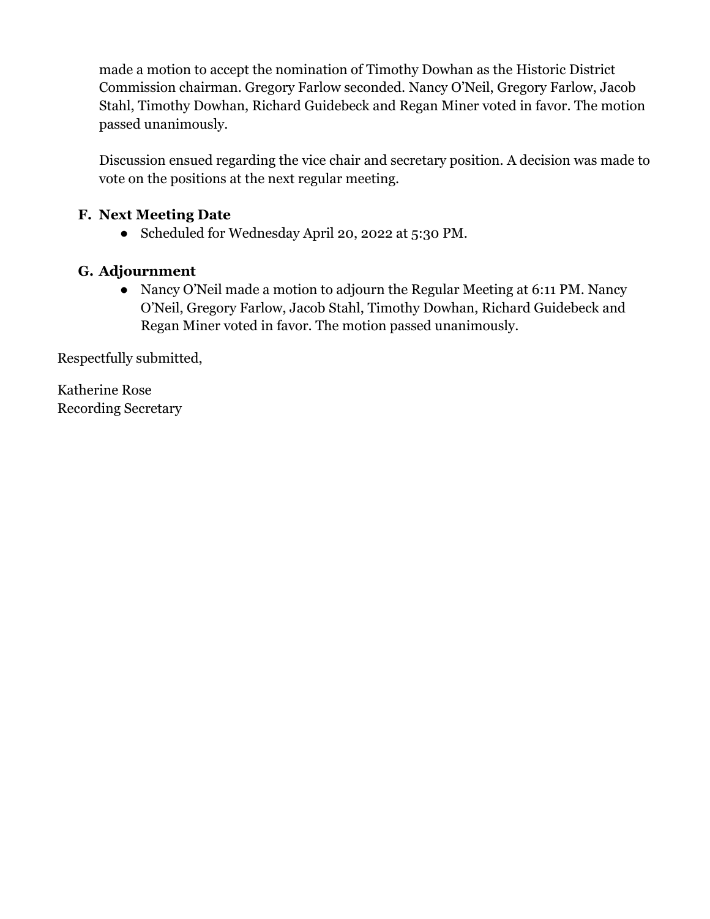made a motion to accept the nomination of Timothy Dowhan as the Historic District Commission chairman. Gregory Farlow seconded. Nancy O'Neil, Gregory Farlow, Jacob Stahl, Timothy Dowhan, Richard Guidebeck and Regan Miner voted in favor. The motion passed unanimously.

Discussion ensued regarding the vice chair and secretary position. A decision was made to vote on the positions at the next regular meeting.

### F. Next Meeting Date

- Scheduled for Wednesday April 20, 2022 at 5:30 PM.

### G. Adjournment

- Nancy O'Neil made a motion to adjourn the Regular Meeting at 6:11 PM. Nancy O'Neil, Gregory Farlow, Jacob Stahl, Timothy Dowhan, Richard Guidebeck and Regan Miner voted in favor. The motion passed unanimously.

Respectfully submitted,

Katherine Rose
Recording Secretary